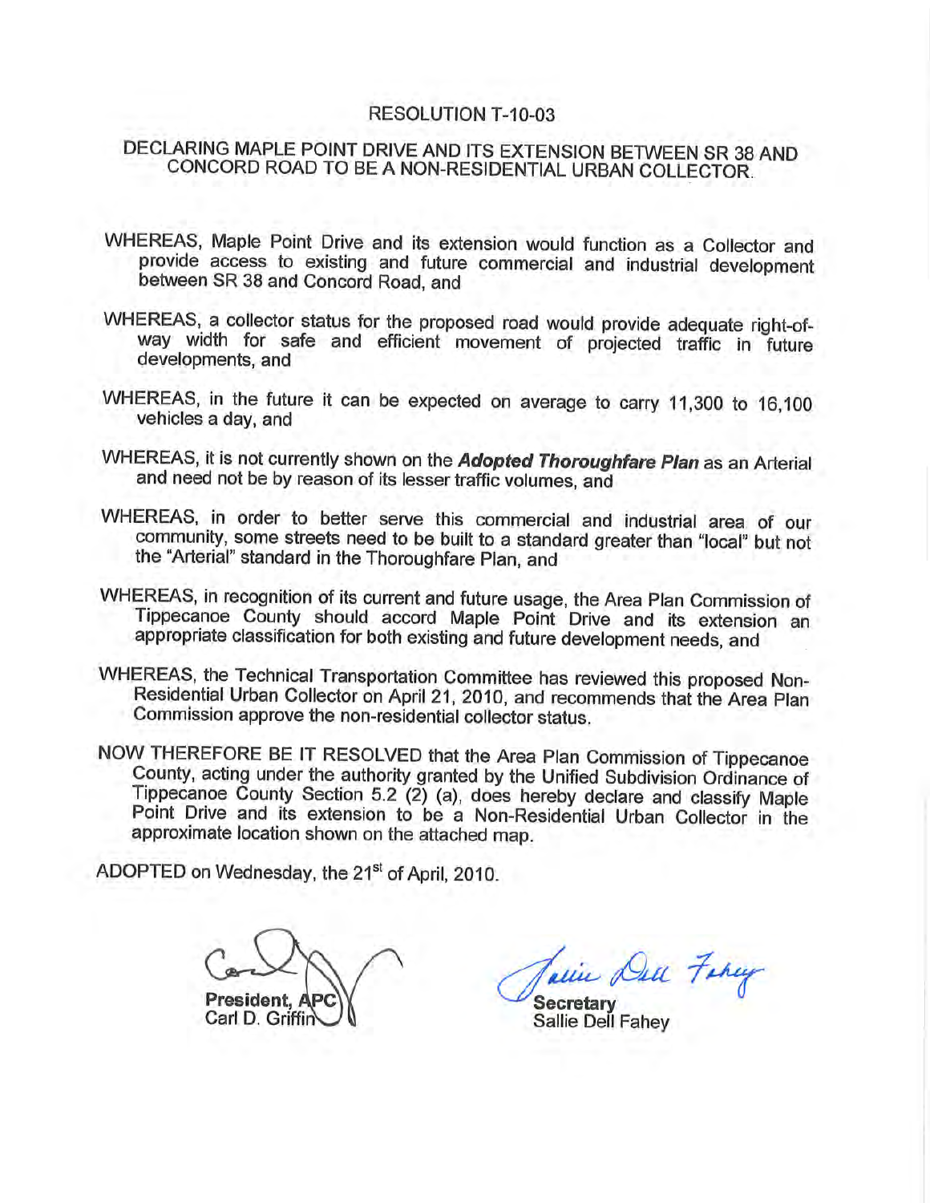# RESOLUTION T-10-03

## DECLARING MAPLE POINT DRIVE AND ITS EXTENSION BETWEEN SR 38 AND CONCORD ROAD TO BE A NON-RESIDENTIAL URBAN COLLECTOR.

WHEREAS, Maple Point Drive and its extension would function as a Collector and provide access to existing and future commercial and industrial development between SR 38 and Concord Road, and

WHEREAS, a collector status for the proposed road would provide adequate right-of-way width for safe and efficient movement of projected traffic in future developments, and

WHEREAS, in the future it can be expected on average to carry 11,300 to 16,100 vehicles a day, and

WHEREAS, it is not currently shown on the ***Adopted Thoroughfare Plan*** as an Arterial and need not be by reason of its lesser traffic volumes, and

WHEREAS, in order to better serve this commercial and industrial area of our community, some streets need to be built to a standard greater than "local" but not the "Arterial" standard in the Thoroughfare Plan, and

WHEREAS, in recognition of its current and future usage, the Area Plan Commission of Tippecanoe County should accord Maple Point Drive and its extension an appropriate classification for both existing and future development needs, and

WHEREAS, the Technical Transportation Committee has reviewed this proposed Non-Residential Urban Collector on April 21, 2010, and recommends that the Area Plan Commission approve the non-residential collector status.

NOW THEREFORE BE IT RESOLVED that the Area Plan Commission of Tippecanoe County, acting under the authority granted by the Unified Subdivision Ordinance of Tippecanoe County Section 5.2 (2) (a), does hereby declare and classify Maple Point Drive and its extension to be a Non-Residential Urban Collector in the approximate location shown on the attached map.

ADOPTED on Wednesday, the 21st of April, 2010.

**President, APC**
Carl D. Griffin

**Secretary**
Sallie Dell Fahey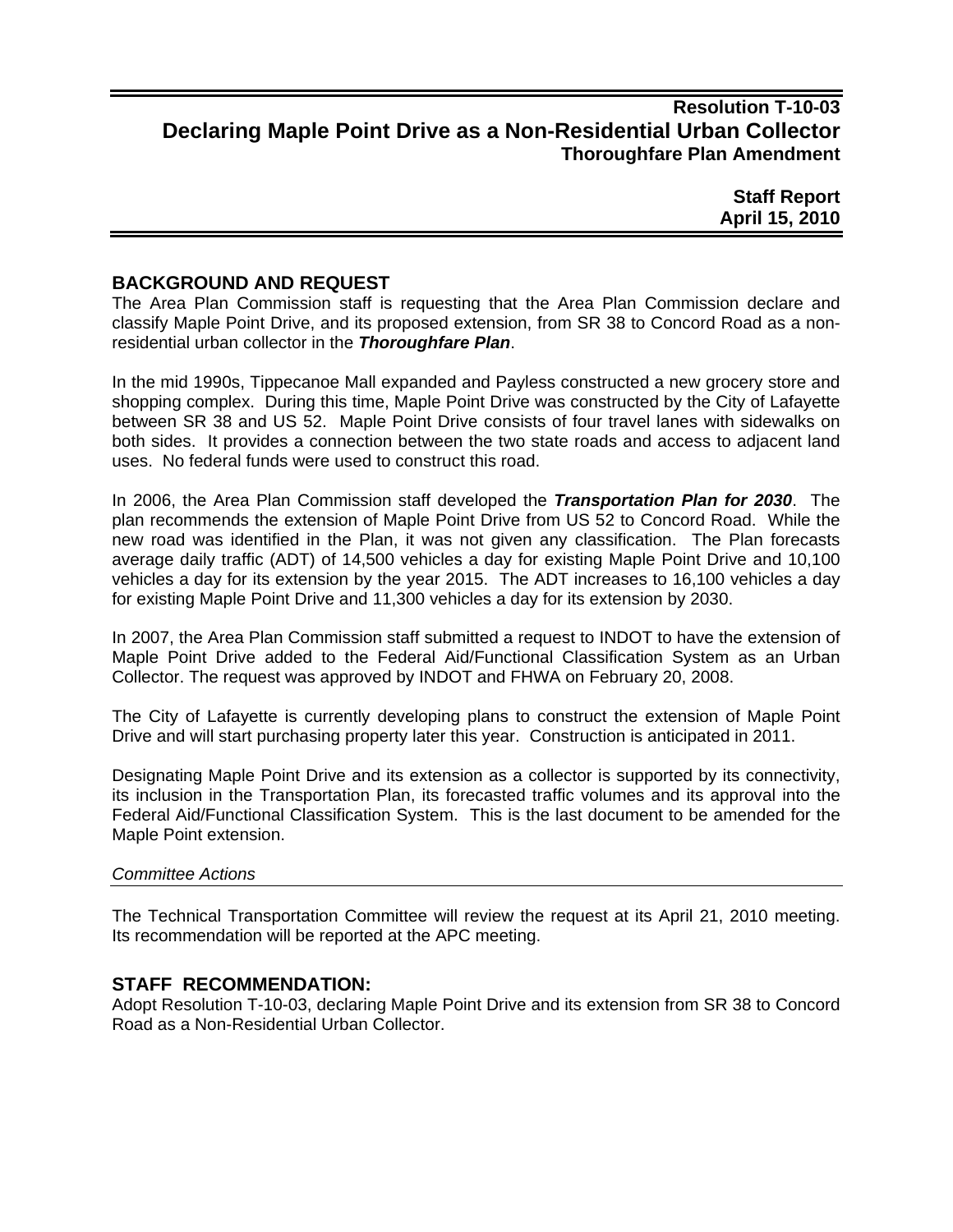**Resolution T-10-03**

# Declaring Maple Point Drive as a Non-Residential Urban Collector

**Thoroughfare Plan Amendment**

**Staff Report**
**April 15, 2010**

## BACKGROUND AND REQUEST

The Area Plan Commission staff is requesting that the Area Plan Commission declare and classify Maple Point Drive, and its proposed extension, from SR 38 to Concord Road as a non-residential urban collector in the ***Thoroughfare Plan***.

In the mid 1990s, Tippecanoe Mall expanded and Payless constructed a new grocery store and shopping complex. During this time, Maple Point Drive was constructed by the City of Lafayette between SR 38 and US 52. Maple Point Drive consists of four travel lanes with sidewalks on both sides. It provides a connection between the two state roads and access to adjacent land uses. No federal funds were used to construct this road.

In 2006, the Area Plan Commission staff developed the ***Transportation Plan for 2030***. The plan recommends the extension of Maple Point Drive from US 52 to Concord Road. While the new road was identified in the Plan, it was not given any classification. The Plan forecasts average daily traffic (ADT) of 14,500 vehicles a day for existing Maple Point Drive and 10,100 vehicles a day for its extension by the year 2015. The ADT increases to 16,100 vehicles a day for existing Maple Point Drive and 11,300 vehicles a day for its extension by 2030.

In 2007, the Area Plan Commission staff submitted a request to INDOT to have the extension of Maple Point Drive added to the Federal Aid/Functional Classification System as an Urban Collector. The request was approved by INDOT and FHWA on February 20, 2008.

The City of Lafayette is currently developing plans to construct the extension of Maple Point Drive and will start purchasing property later this year. Construction is anticipated in 2011.

Designating Maple Point Drive and its extension as a collector is supported by its connectivity, its inclusion in the Transportation Plan, its forecasted traffic volumes and its approval into the Federal Aid/Functional Classification System. This is the last document to be amended for the Maple Point extension.

*Committee Actions*

The Technical Transportation Committee will review the request at its April 21, 2010 meeting. Its recommendation will be reported at the APC meeting.

## STAFF RECOMMENDATION:

Adopt Resolution T-10-03, declaring Maple Point Drive and its extension from SR 38 to Concord Road as a Non-Residential Urban Collector.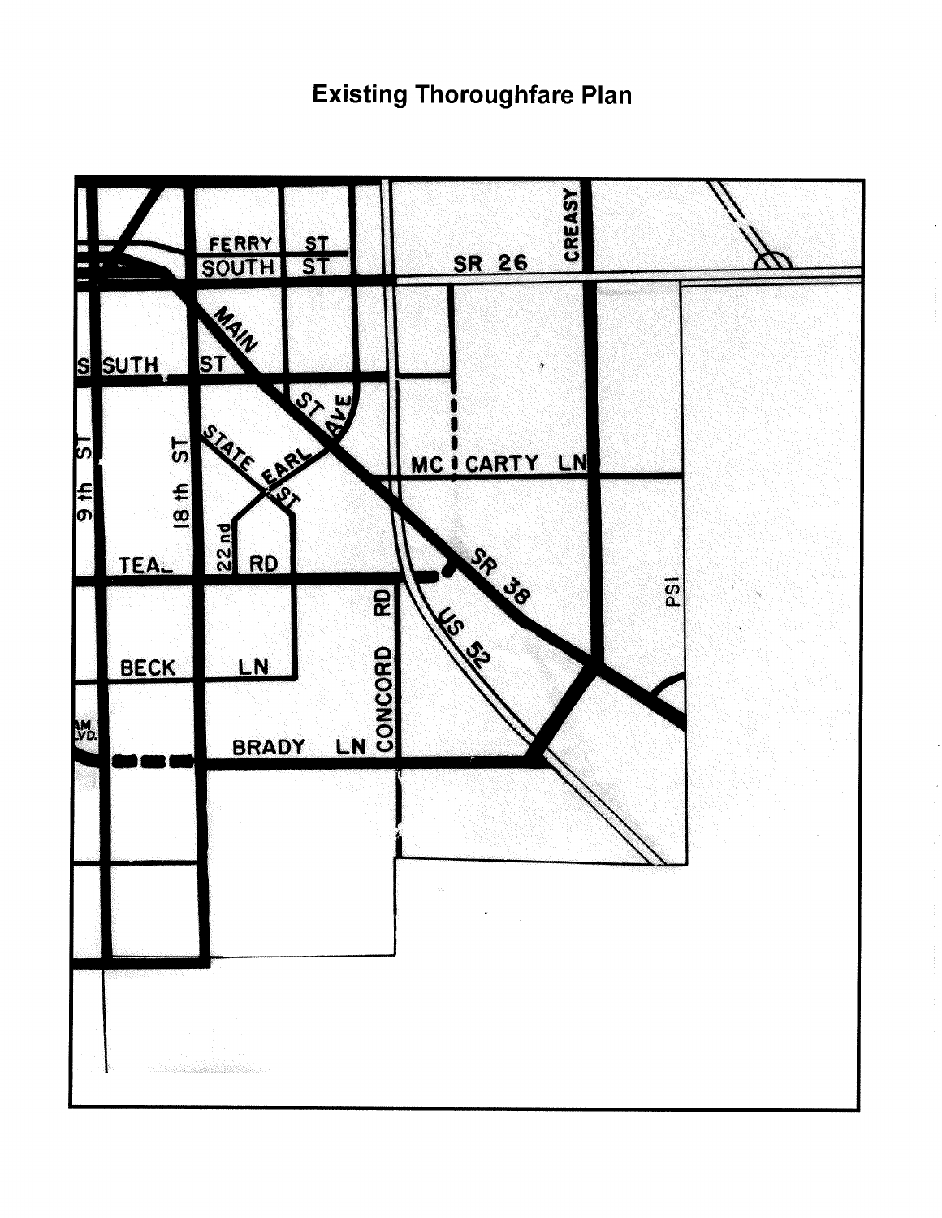# Existing Thoroughfare Plan

FERRY ST

SOUTH ST

SR 26

CREASY

MAIN ST

S SUTH ST

AVE

STATE

EARL ST

MC CARTY LN

9th ST

18th ST

22nd

TEAL RD

SR 38

US 52

PSI

BECK LN

CONCORD RD

BRADY LN

AM. LVD.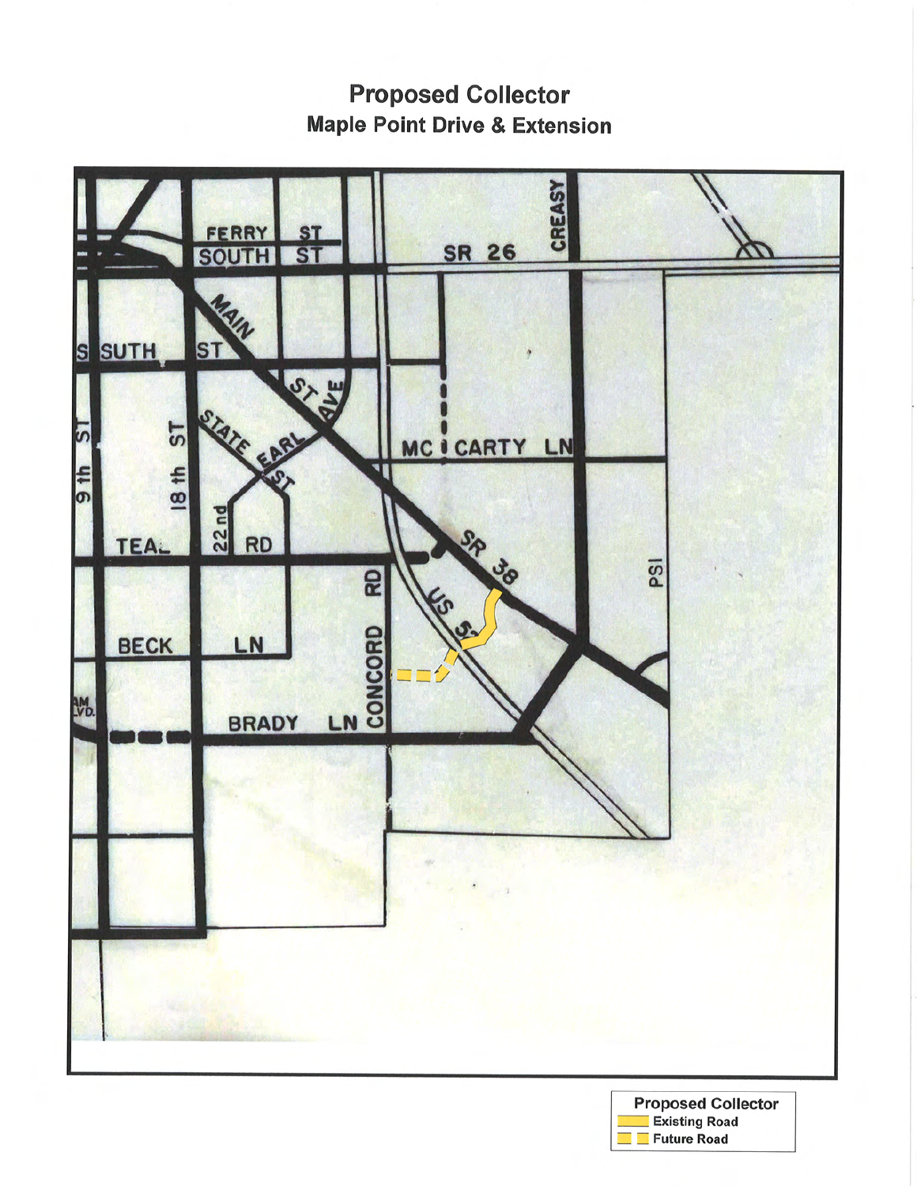# Proposed Collector

## Maple Point Drive & Extension

FERRY ST
SOUTH ST
SR 26
CREASY
MAIN
S SUTH ST
ST AVE
STATE
EARL ST
9th ST
18th ST
22nd
MC CARTY LN
TEAL RD
SR 38
PSI
CONCORD RD
US 57
BECK LN
AM BLVD.
BRADY LN

**Proposed Collector**

Existing Road

Future Road